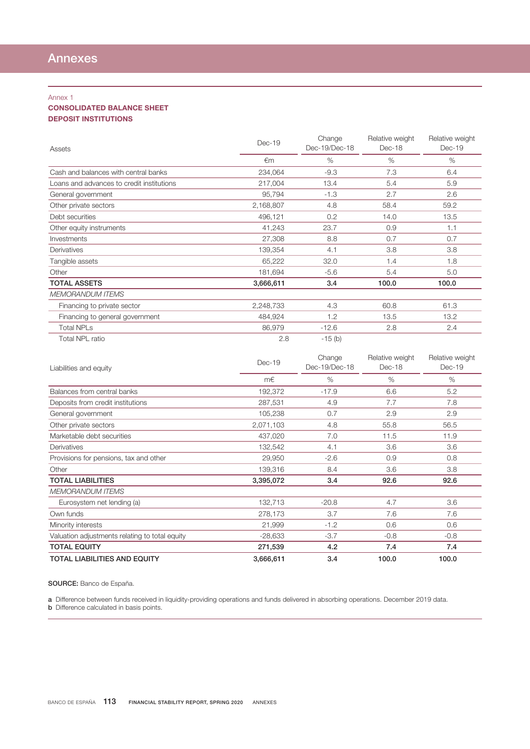# Annexes

Annex 1

**CONSOLIDATED BALANCE SHEET**
**DEPOSIT INSTITUTIONS**

| Assets | Dec-19 | Change Dec-19/Dec-18 | Relative weight Dec-18 | Relative weight Dec-19 |
|---|---|---|---|---|
| | €m | % | % | % |
| Cash and balances with central banks | 234,064 | -9.3 | 7.3 | 6.4 |
| Loans and advances to credit institutions | 217,004 | 13.4 | 5.4 | 5.9 |
| General government | 95,794 | -1.3 | 2.7 | 2.6 |
| Other private sectors | 2,168,807 | 4.8 | 58.4 | 59.2 |
| Debt securities | 496,121 | 0.2 | 14.0 | 13.5 |
| Other equity instruments | 41,243 | 23.7 | 0.9 | 1.1 |
| Investments | 27,308 | 8.8 | 0.7 | 0.7 |
| Derivatives | 139,354 | 4.1 | 3.8 | 3.8 |
| Tangible assets | 65,222 | 32.0 | 1.4 | 1.8 |
| Other | 181,694 | -5.6 | 5.4 | 5.0 |
| **TOTAL ASSETS** | **3,666,611** | **3.4** | **100.0** | **100.0** |
| *MEMORANDUM ITEMS* | | | | |
| Financing to private sector | 2,248,733 | 4.3 | 60.8 | 61.3 |
| Financing to general government | 484,924 | 1.2 | 13.5 | 13.2 |
| Total NPLs | 86,979 | -12.6 | 2.8 | 2.4 |
| Total NPL ratio | 2.8 | -15 (b) | | |

| Liabilities and equity | Dec-19 | Change Dec-19/Dec-18 | Relative weight Dec-18 | Relative weight Dec-19 |
|---|---|---|---|---|
| | m€ | % | % | % |
| Balances from central banks | 192,372 | -17.9 | 6.6 | 5.2 |
| Deposits from credit institutions | 287,531 | 4.9 | 7.7 | 7.8 |
| General government | 105,238 | 0.7 | 2.9 | 2.9 |
| Other private sectors | 2,071,103 | 4.8 | 55.8 | 56.5 |
| Marketable debt securities | 437,020 | 7.0 | 11.5 | 11.9 |
| Derivatives | 132,542 | 4.1 | 3.6 | 3.6 |
| Provisions for pensions, tax and other | 29,950 | -2.6 | 0.9 | 0.8 |
| Other | 139,316 | 8.4 | 3.6 | 3.8 |
| **TOTAL LIABILITIES** | **3,395,072** | **3.4** | **92.6** | **92.6** |
| *MEMORANDUM ITEMS* | | | | |
| Eurosystem net lending (a) | 132,713 | -20.8 | 4.7 | 3.6 |
| Own funds | 278,173 | 3.7 | 7.6 | 7.6 |
| Minority interests | 21,999 | -1.2 | 0.6 | 0.6 |
| Valuation adjustments relating to total equity | -28,633 | -3.7 | -0.8 | -0.8 |
| **TOTAL EQUITY** | **271,539** | **4.2** | **7.4** | **7.4** |
| **TOTAL LIABILITIES AND EQUITY** | **3,666,611** | **3.4** | **100.0** | **100.0** |

**SOURCE:** Banco de España.

**a** Difference between funds received in liquidity-providing operations and funds delivered in absorbing operations. December 2019 data.
**b** Difference calculated in basis points.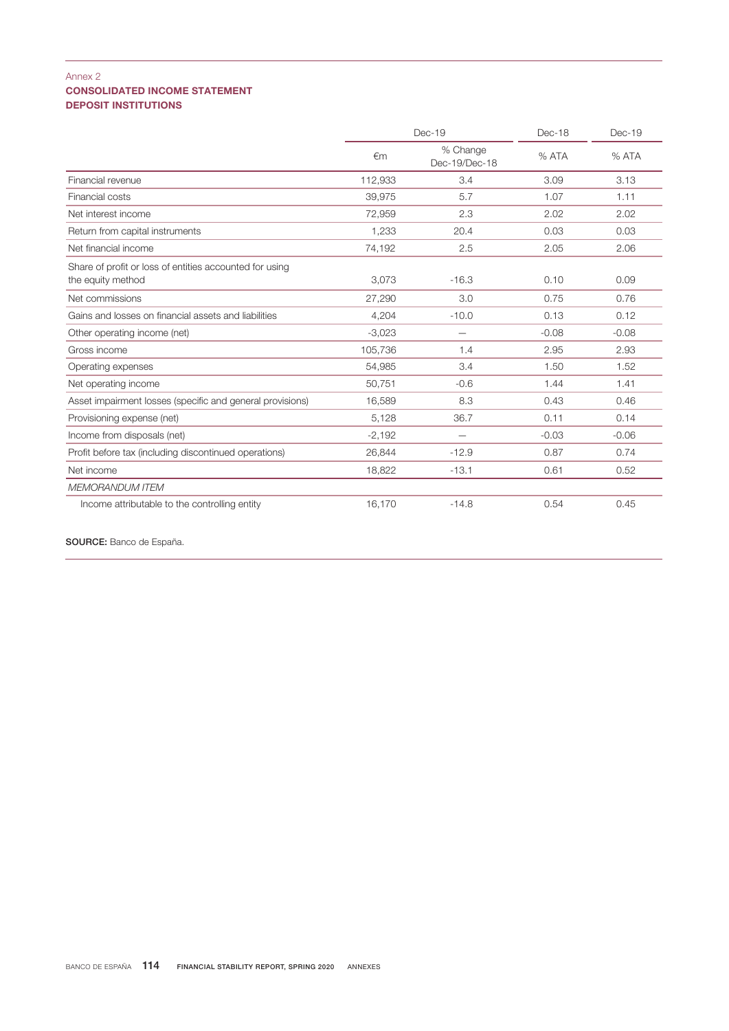Annex 2

**CONSOLIDATED INCOME STATEMENT**
**DEPOSIT INSTITUTIONS**

| | Dec-19 | | Dec-18 | Dec-19 |
|---|---|---|---|---|
| | €m | % Change Dec-19/Dec-18 | % ATA | % ATA |
| Financial revenue | 112,933 | 3.4 | 3.09 | 3.13 |
| Financial costs | 39,975 | 5.7 | 1.07 | 1.11 |
| Net interest income | 72,959 | 2.3 | 2.02 | 2.02 |
| Return from capital instruments | 1,233 | 20.4 | 0.03 | 0.03 |
| Net financial income | 74,192 | 2.5 | 2.05 | 2.06 |
| Share of profit or loss of entities accounted for using the equity method | 3,073 | -16.3 | 0.10 | 0.09 |
| Net commissions | 27,290 | 3.0 | 0.75 | 0.76 |
| Gains and losses on financial assets and liabilities | 4,204 | -10.0 | 0.13 | 0.12 |
| Other operating income (net) | -3,023 | — | -0.08 | -0.08 |
| Gross income | 105,736 | 1.4 | 2.95 | 2.93 |
| Operating expenses | 54,985 | 3.4 | 1.50 | 1.52 |
| Net operating income | 50,751 | -0.6 | 1.44 | 1.41 |
| Asset impairment losses (specific and general provisions) | 16,589 | 8.3 | 0.43 | 0.46 |
| Provisioning expense (net) | 5,128 | 36.7 | 0.11 | 0.14 |
| Income from disposals (net) | -2,192 | — | -0.03 | -0.06 |
| Profit before tax (including discontinued operations) | 26,844 | -12.9 | 0.87 | 0.74 |
| Net income | 18,822 | -13.1 | 0.61 | 0.52 |
| *MEMORANDUM ITEM* | | | | |
| Income attributable to the controlling entity | 16,170 | -14.8 | 0.54 | 0.45 |

**SOURCE:** Banco de España.